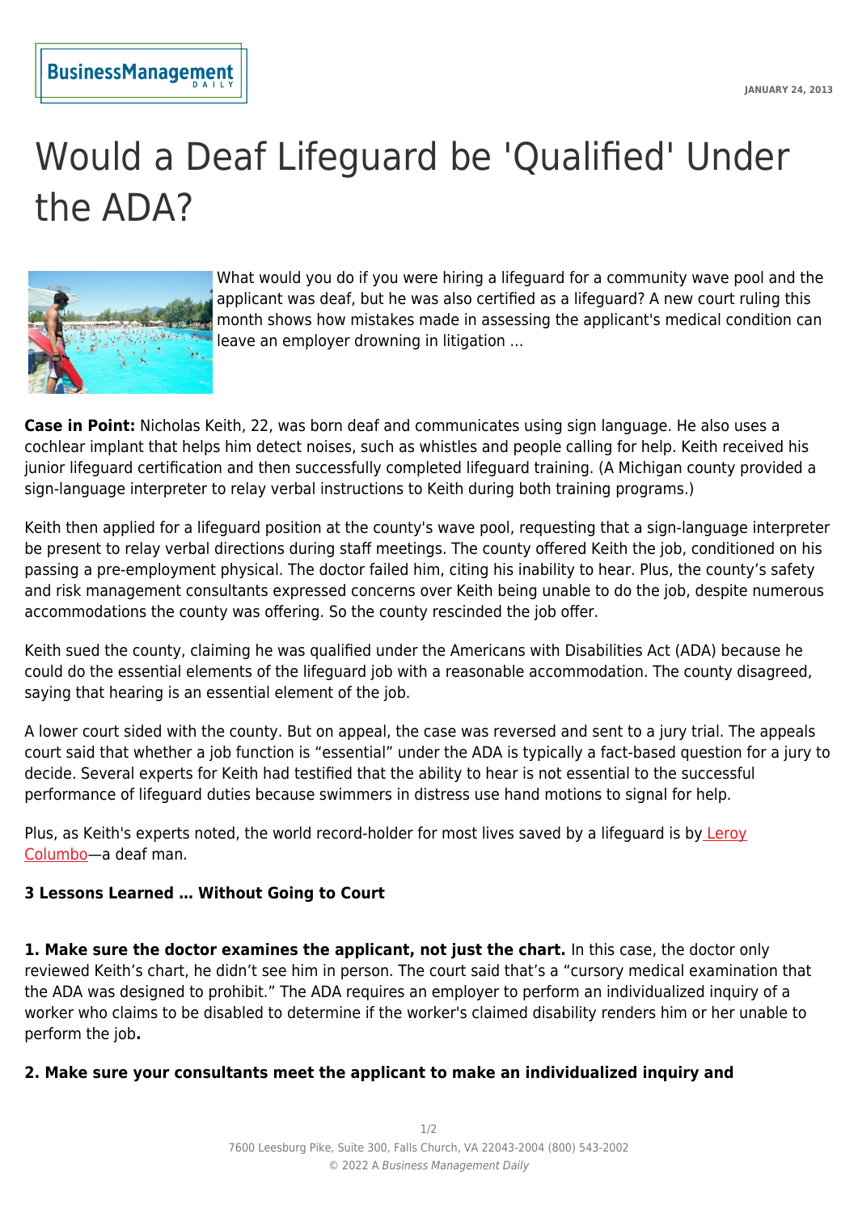# Would a Deaf Lifeguard be 'Qualified' Under the ADA?

What would you do if you were hiring a lifeguard for a community wave pool and the applicant was deaf, but he was also certified as a lifeguard? A new court ruling this month shows how mistakes made in assessing the applicant's medical condition can leave an employer drowning in litigation ...

**Case in Point:** Nicholas Keith, 22, was born deaf and communicates using sign language. He also uses a cochlear implant that helps him detect noises, such as whistles and people calling for help. Keith received his junior lifeguard certification and then successfully completed lifeguard training. (A Michigan county provided a sign-language interpreter to relay verbal instructions to Keith during both training programs.)

Keith then applied for a lifeguard position at the county's wave pool, requesting that a sign-language interpreter be present to relay verbal directions during staff meetings. The county offered Keith the job, conditioned on his passing a pre-employment physical. The doctor failed him, citing his inability to hear. Plus, the county's safety and risk management consultants expressed concerns over Keith being unable to do the job, despite numerous accommodations the county was offering. So the county rescinded the job offer.

Keith sued the county, claiming he was qualified under the Americans with Disabilities Act (ADA) because he could do the essential elements of the lifeguard job with a reasonable accommodation. The county disagreed, saying that hearing is an essential element of the job.

A lower court sided with the county. But on appeal, the case was reversed and sent to a jury trial. The appeals court said that whether a job function is "essential" under the ADA is typically a fact-based question for a jury to decide. Several experts for Keith had testified that the ability to hear is not essential to the successful performance of lifeguard duties because swimmers in distress use hand motions to signal for help.

Plus, as Keith's experts noted, the world record-holder for most lives saved by a lifeguard is by Leroy Columbo—a deaf man.

**3 Lessons Learned … Without Going to Court**

**1. Make sure the doctor examines the applicant, not just the chart.** In this case, the doctor only reviewed Keith's chart, he didn't see him in person. The court said that's a "cursory medical examination that the ADA was designed to prohibit." The ADA requires an employer to perform an individualized inquiry of a worker who claims to be disabled to determine if the worker's claimed disability renders him or her unable to perform the job**.**

**2. Make sure your consultants meet the applicant to make an individualized inquiry and**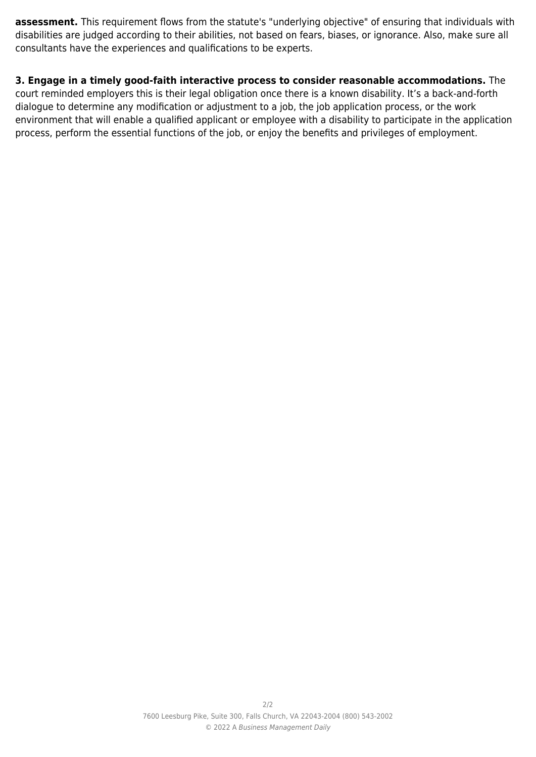**assessment.** This requirement flows from the statute's "underlying objective" of ensuring that individuals with disabilities are judged according to their abilities, not based on fears, biases, or ignorance. Also, make sure all consultants have the experiences and qualifications to be experts.

**3. Engage in a timely good-faith interactive process to consider reasonable accommodations.** The court reminded employers this is their legal obligation once there is a known disability. It's a back-and-forth dialogue to determine any modification or adjustment to a job, the job application process, or the work environment that will enable a qualified applicant or employee with a disability to participate in the application process, perform the essential functions of the job, or enjoy the benefits and privileges of employment.